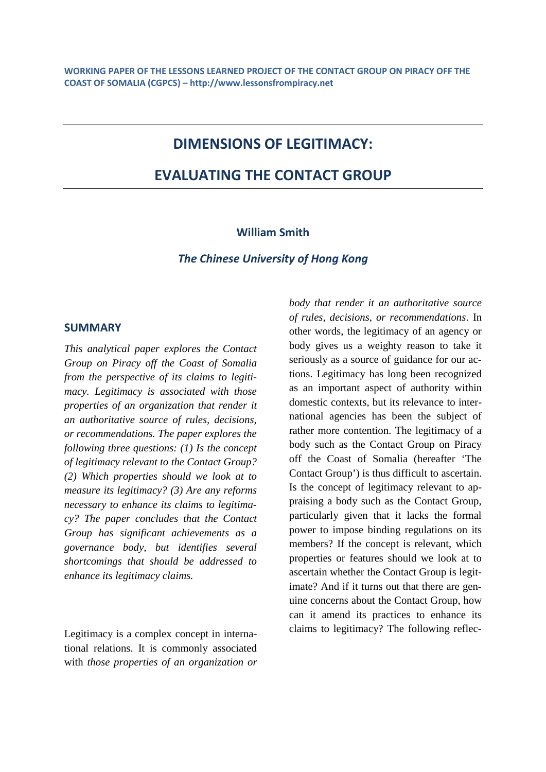**WORKING PAPER OF THE LESSONS LEARNED PROJECT OF THE CONTACT GROUP ON PIRACY OFF THE COAST OF SOMALIA (CGPCS) – http://www.lessonsfrompiracy.net**

# DIMENSIONS OF LEGITIMACY: EVALUATING THE CONTACT GROUP

**William Smith**

***The Chinese University of Hong Kong***

## SUMMARY

*This analytical paper explores the Contact Group on Piracy off the Coast of Somalia from the perspective of its claims to legitimacy. Legitimacy is associated with those properties of an organization that render it an authoritative source of rules, decisions, or recommendations. The paper explores the following three questions: (1) Is the concept of legitimacy relevant to the Contact Group? (2) Which properties should we look at to measure its legitimacy? (3) Are any reforms necessary to enhance its claims to legitimacy? The paper concludes that the Contact Group has significant achievements as a governance body, but identifies several shortcomings that should be addressed to enhance its legitimacy claims.*

Legitimacy is a complex concept in international relations. It is commonly associated with *those properties of an organization or body that render it an authoritative source of rules, decisions, or recommendations*. In other words, the legitimacy of an agency or body gives us a weighty reason to take it seriously as a source of guidance for our actions. Legitimacy has long been recognized as an important aspect of authority within domestic contexts, but its relevance to international agencies has been the subject of rather more contention. The legitimacy of a body such as the Contact Group on Piracy off the Coast of Somalia (hereafter 'The Contact Group') is thus difficult to ascertain. Is the concept of legitimacy relevant to appraising a body such as the Contact Group, particularly given that it lacks the formal power to impose binding regulations on its members? If the concept is relevant, which properties or features should we look at to ascertain whether the Contact Group is legitimate? And if it turns out that there are genuine concerns about the Contact Group, how can it amend its practices to enhance its claims to legitimacy? The following reflec-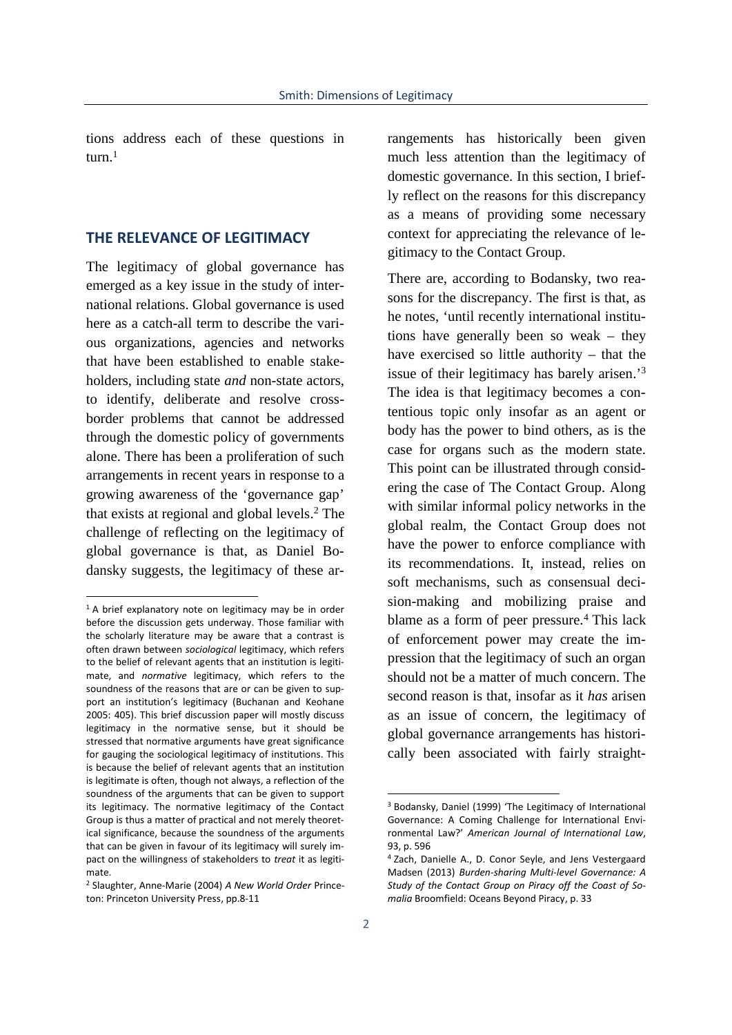tions address each of these questions in turn.[1]

## THE RELEVANCE OF LEGITIMACY

The legitimacy of global governance has emerged as a key issue in the study of international relations. Global governance is used here as a catch-all term to describe the various organizations, agencies and networks that have been established to enable stakeholders, including state *and* non-state actors, to identify, deliberate and resolve cross-border problems that cannot be addressed through the domestic policy of governments alone. There has been a proliferation of such arrangements in recent years in response to a growing awareness of the 'governance gap' that exists at regional and global levels.[2] The challenge of reflecting on the legitimacy of global governance is that, as Daniel Bodansky suggests, the legitimacy of these arrangements has historically been given much less attention than the legitimacy of domestic governance. In this section, I briefly reflect on the reasons for this discrepancy as a means of providing some necessary context for appreciating the relevance of legitimacy to the Contact Group.

There are, according to Bodansky, two reasons for the discrepancy. The first is that, as he notes, 'until recently international institutions have generally been so weak – they have exercised so little authority – that the issue of their legitimacy has barely arisen.'[3] The idea is that legitimacy becomes a contentious topic only insofar as an agent or body has the power to bind others, as is the case for organs such as the modern state. This point can be illustrated through considering the case of The Contact Group. Along with similar informal policy networks in the global realm, the Contact Group does not have the power to enforce compliance with its recommendations. It, instead, relies on soft mechanisms, such as consensual decision-making and mobilizing praise and blame as a form of peer pressure.[4] This lack of enforcement power may create the impression that the legitimacy of such an organ should not be a matter of much concern. The second reason is that, insofar as it *has* arisen as an issue of concern, the legitimacy of global governance arrangements has historically been associated with fairly straight-

---

[1] A brief explanatory note on legitimacy may be in order before the discussion gets underway. Those familiar with the scholarly literature may be aware that a contrast is often drawn between *sociological* legitimacy, which refers to the belief of relevant agents that an institution is legitimate, and *normative* legitimacy, which refers to the soundness of the reasons that are or can be given to support an institution's legitimacy (Buchanan and Keohane 2005: 405). This brief discussion paper will mostly discuss legitimacy in the normative sense, but it should be stressed that normative arguments have great significance for gauging the sociological legitimacy of institutions. This is because the belief of relevant agents that an institution is legitimate is often, though not always, a reflection of the soundness of the arguments that can be given to support its legitimacy. The normative legitimacy of the Contact Group is thus a matter of practical and not merely theoretical significance, because the soundness of the arguments that can be given in favour of its legitimacy will surely impact on the willingness of stakeholders to *treat* it as legitimate.

[2] Slaughter, Anne-Marie (2004) *A New World Order* Princeton: Princeton University Press, pp.8-11

[3] Bodansky, Daniel (1999) 'The Legitimacy of International Governance: A Coming Challenge for International Environmental Law?' *American Journal of International Law*, 93, p. 596

[4] Zach, Danielle A., D. Conor Seyle, and Jens Vestergaard Madsen (2013) *Burden-sharing Multi-level Governance: A Study of the Contact Group on Piracy off the Coast of Somalia* Broomfield: Oceans Beyond Piracy, p. 33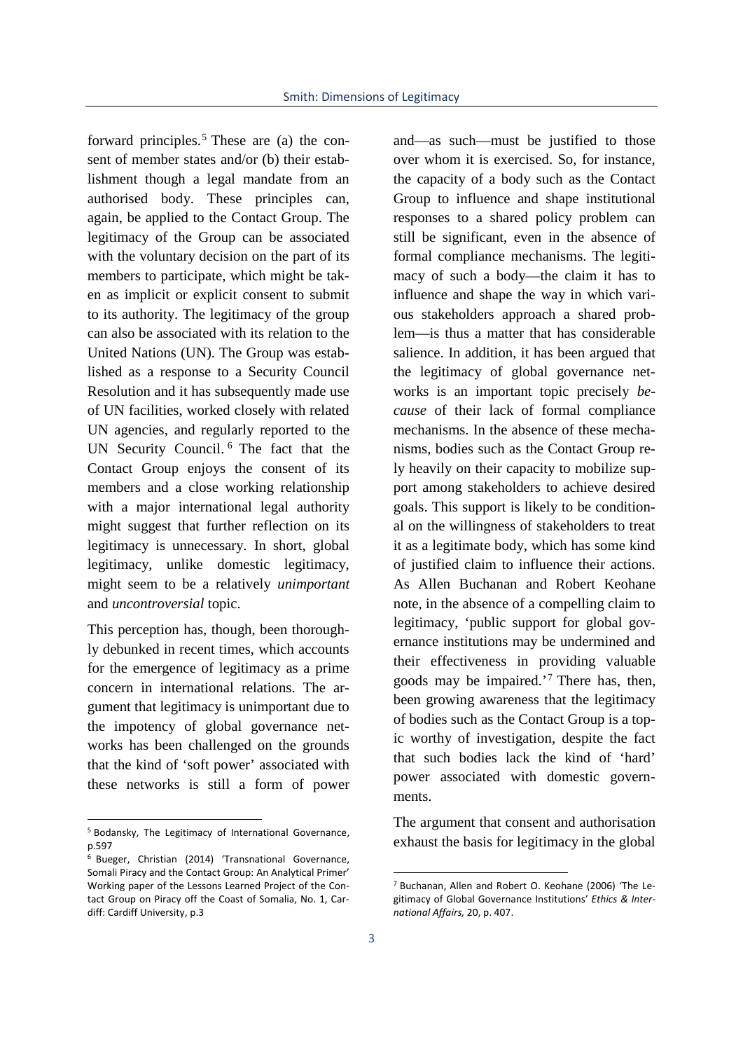forward principles.[5] These are (a) the consent of member states and/or (b) their establishment though a legal mandate from an authorised body. These principles can, again, be applied to the Contact Group. The legitimacy of the Group can be associated with the voluntary decision on the part of its members to participate, which might be taken as implicit or explicit consent to submit to its authority. The legitimacy of the group can also be associated with its relation to the United Nations (UN). The Group was established as a response to a Security Council Resolution and it has subsequently made use of UN facilities, worked closely with related UN agencies, and regularly reported to the UN Security Council.[6] The fact that the Contact Group enjoys the consent of its members and a close working relationship with a major international legal authority might suggest that further reflection on its legitimacy is unnecessary. In short, global legitimacy, unlike domestic legitimacy, might seem to be a relatively *unimportant* and *uncontroversial* topic.

This perception has, though, been thoroughly debunked in recent times, which accounts for the emergence of legitimacy as a prime concern in international relations. The argument that legitimacy is unimportant due to the impotency of global governance networks has been challenged on the grounds that the kind of 'soft power' associated with these networks is still a form of power and—as such—must be justified to those over whom it is exercised. So, for instance, the capacity of a body such as the Contact Group to influence and shape institutional responses to a shared policy problem can still be significant, even in the absence of formal compliance mechanisms. The legitimacy of such a body—the claim it has to influence and shape the way in which various stakeholders approach a shared problem—is thus a matter that has considerable salience. In addition, it has been argued that the legitimacy of global governance networks is an important topic precisely *because* of their lack of formal compliance mechanisms. In the absence of these mechanisms, bodies such as the Contact Group rely heavily on their capacity to mobilize support among stakeholders to achieve desired goals. This support is likely to be conditional on the willingness of stakeholders to treat it as a legitimate body, which has some kind of justified claim to influence their actions. As Allen Buchanan and Robert Keohane note, in the absence of a compelling claim to legitimacy, 'public support for global governance institutions may be undermined and their effectiveness in providing valuable goods may be impaired.'[7] There has, then, been growing awareness that the legitimacy of bodies such as the Contact Group is a topic worthy of investigation, despite the fact that such bodies lack the kind of 'hard' power associated with domestic governments.

The argument that consent and authorisation exhaust the basis for legitimacy in the global

---

[5] Bodansky, The Legitimacy of International Governance, p.597

[6] Bueger, Christian (2014) 'Transnational Governance, Somali Piracy and the Contact Group: An Analytical Primer' Working paper of the Lessons Learned Project of the Contact Group on Piracy off the Coast of Somalia, No. 1, Cardiff: Cardiff University, p.3

[7] Buchanan, Allen and Robert O. Keohane (2006) 'The Legitimacy of Global Governance Institutions' *Ethics & International Affairs,* 20, p. 407.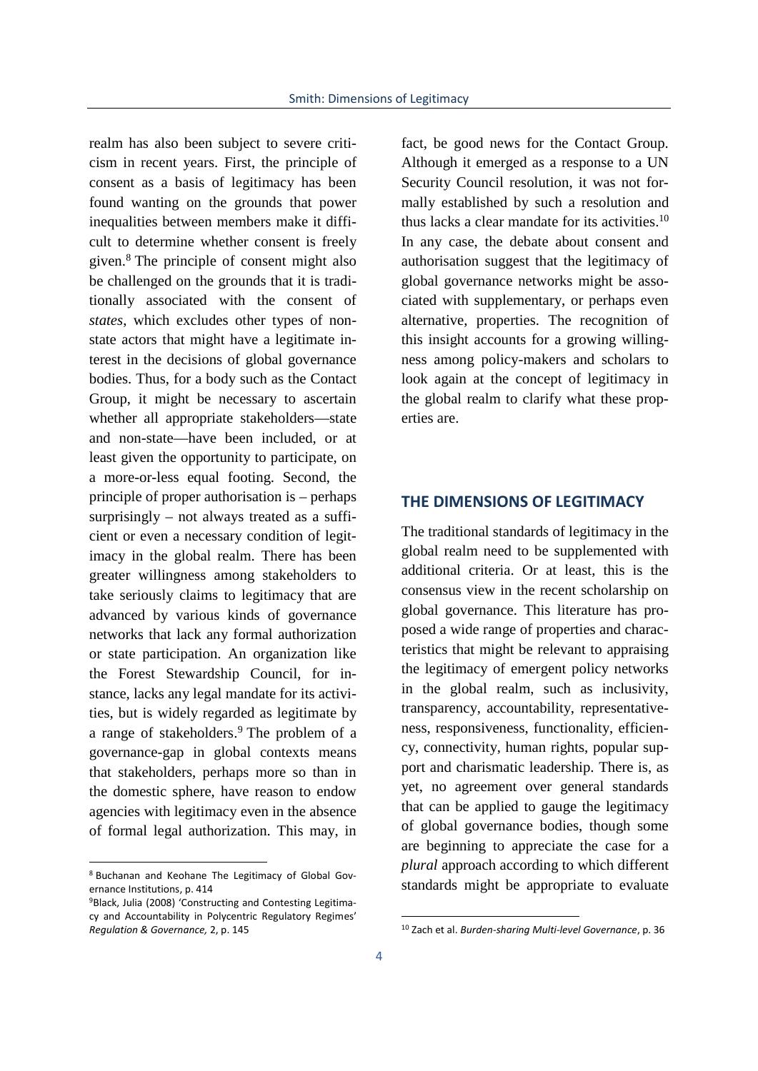realm has also been subject to severe criticism in recent years. First, the principle of consent as a basis of legitimacy has been found wanting on the grounds that power inequalities between members make it difficult to determine whether consent is freely given.[8] The principle of consent might also be challenged on the grounds that it is traditionally associated with the consent of *states*, which excludes other types of non-state actors that might have a legitimate interest in the decisions of global governance bodies. Thus, for a body such as the Contact Group, it might be necessary to ascertain whether all appropriate stakeholders—state and non-state—have been included, or at least given the opportunity to participate, on a more-or-less equal footing. Second, the principle of proper authorisation is – perhaps surprisingly – not always treated as a sufficient or even a necessary condition of legitimacy in the global realm. There has been greater willingness among stakeholders to take seriously claims to legitimacy that are advanced by various kinds of governance networks that lack any formal authorization or state participation. An organization like the Forest Stewardship Council, for instance, lacks any legal mandate for its activities, but is widely regarded as legitimate by a range of stakeholders.[9] The problem of a governance-gap in global contexts means that stakeholders, perhaps more so than in the domestic sphere, have reason to endow agencies with legitimacy even in the absence of formal legal authorization. This may, in fact, be good news for the Contact Group. Although it emerged as a response to a UN Security Council resolution, it was not formally established by such a resolution and thus lacks a clear mandate for its activities.[10] In any case, the debate about consent and authorisation suggest that the legitimacy of global governance networks might be associated with supplementary, or perhaps even alternative, properties. The recognition of this insight accounts for a growing willingness among policy-makers and scholars to look again at the concept of legitimacy in the global realm to clarify what these properties are.

## THE DIMENSIONS OF LEGITIMACY

The traditional standards of legitimacy in the global realm need to be supplemented with additional criteria. Or at least, this is the consensus view in the recent scholarship on global governance. This literature has proposed a wide range of properties and characteristics that might be relevant to appraising the legitimacy of emergent policy networks in the global realm, such as inclusivity, transparency, accountability, representativeness, responsiveness, functionality, efficiency, connectivity, human rights, popular support and charismatic leadership. There is, as yet, no agreement over general standards that can be applied to gauge the legitimacy of global governance bodies, though some are beginning to appreciate the case for a *plural* approach according to which different standards might be appropriate to evaluate

---

[8] Buchanan and Keohane The Legitimacy of Global Governance Institutions, p. 414

[9] Black, Julia (2008) 'Constructing and Contesting Legitimacy and Accountability in Polycentric Regulatory Regimes' *Regulation & Governance,* 2, p. 145

[10] Zach et al. *Burden-sharing Multi-level Governance*, p. 36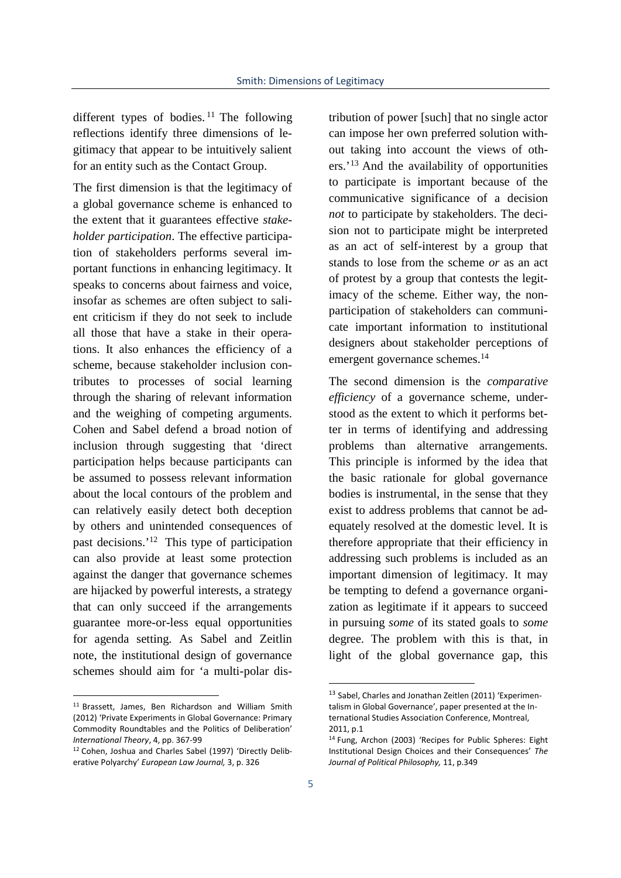different types of bodies.[11] The following reflections identify three dimensions of legitimacy that appear to be intuitively salient for an entity such as the Contact Group.

The first dimension is that the legitimacy of a global governance scheme is enhanced to the extent that it guarantees effective *stakeholder participation*. The effective participation of stakeholders performs several important functions in enhancing legitimacy. It speaks to concerns about fairness and voice, insofar as schemes are often subject to salient criticism if they do not seek to include all those that have a stake in their operations. It also enhances the efficiency of a scheme, because stakeholder inclusion contributes to processes of social learning through the sharing of relevant information and the weighing of competing arguments. Cohen and Sabel defend a broad notion of inclusion through suggesting that 'direct participation helps because participants can be assumed to possess relevant information about the local contours of the problem and can relatively easily detect both deception by others and unintended consequences of past decisions.'[12] This type of participation can also provide at least some protection against the danger that governance schemes are hijacked by powerful interests, a strategy that can only succeed if the arrangements guarantee more-or-less equal opportunities for agenda setting. As Sabel and Zeitlin note, the institutional design of governance schemes should aim for 'a multi-polar distribution of power [such] that no single actor can impose her own preferred solution without taking into account the views of others.'[13] And the availability of opportunities to participate is important because of the communicative significance of a decision *not* to participate by stakeholders. The decision not to participate might be interpreted as an act of self-interest by a group that stands to lose from the scheme *or* as an act of protest by a group that contests the legitimacy of the scheme. Either way, the non-participation of stakeholders can communicate important information to institutional designers about stakeholder perceptions of emergent governance schemes.[14]

The second dimension is the *comparative efficiency* of a governance scheme, understood as the extent to which it performs better in terms of identifying and addressing problems than alternative arrangements. This principle is informed by the idea that the basic rationale for global governance bodies is instrumental, in the sense that they exist to address problems that cannot be adequately resolved at the domestic level. It is therefore appropriate that their efficiency in addressing such problems is included as an important dimension of legitimacy. It may be tempting to defend a governance organization as legitimate if it appears to succeed in pursuing *some* of its stated goals to *some* degree. The problem with this is that, in light of the global governance gap, this

---

[11] Brassett, James, Ben Richardson and William Smith (2012) 'Private Experiments in Global Governance: Primary Commodity Roundtables and the Politics of Deliberation' *International Theory*, 4, pp. 367-99

[12] Cohen, Joshua and Charles Sabel (1997) 'Directly Deliberative Polyarchy' *European Law Journal,* 3, p. 326

[13] Sabel, Charles and Jonathan Zeitlen (2011) 'Experimentalism in Global Governance', paper presented at the International Studies Association Conference, Montreal, 2011, p.1

[14] Fung, Archon (2003) 'Recipes for Public Spheres: Eight Institutional Design Choices and their Consequences' *The Journal of Political Philosophy,* 11, p.349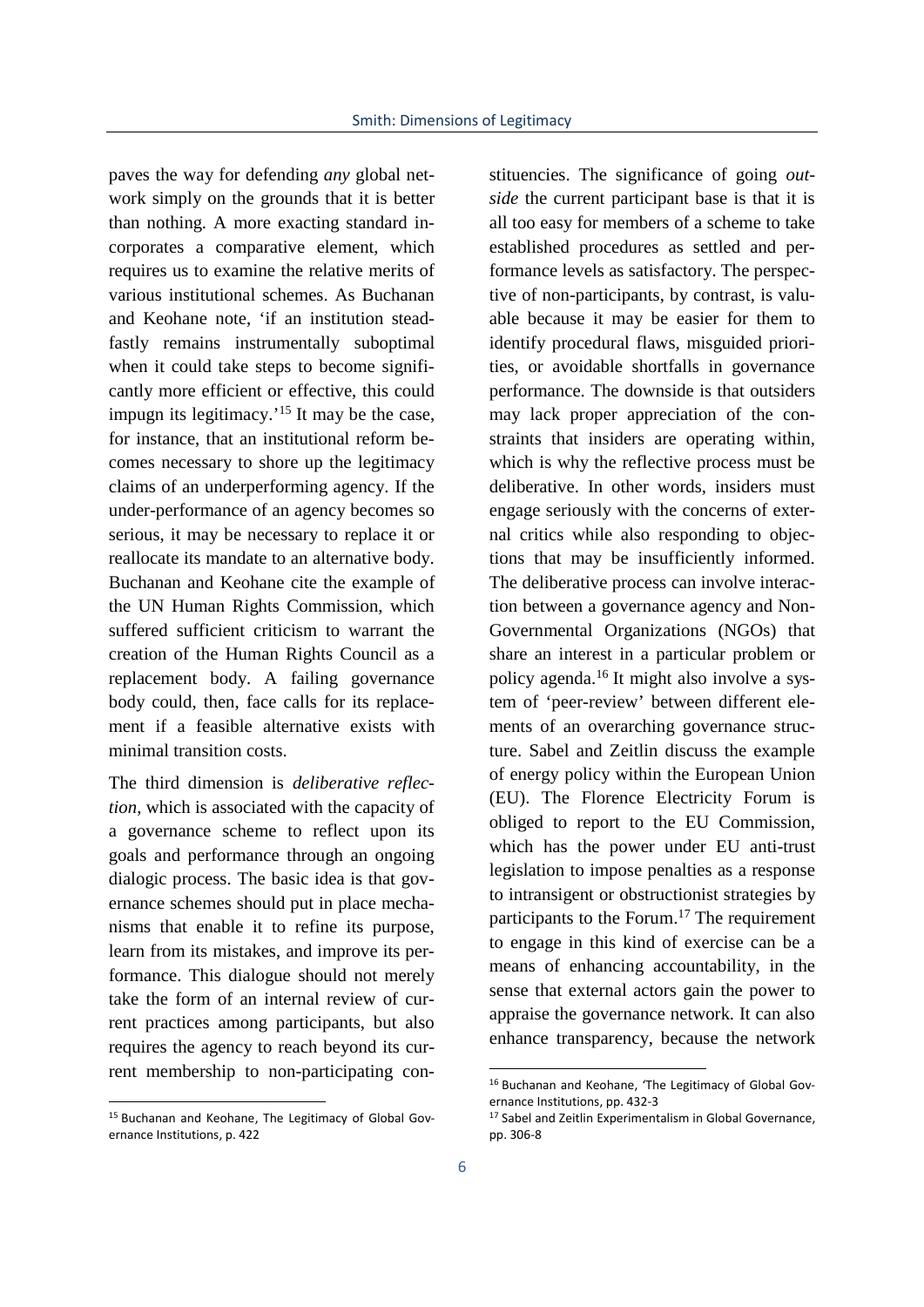paves the way for defending *any* global network simply on the grounds that it is better than nothing. A more exacting standard incorporates a comparative element, which requires us to examine the relative merits of various institutional schemes. As Buchanan and Keohane note, 'if an institution steadfastly remains instrumentally suboptimal when it could take steps to become significantly more efficient or effective, this could impugn its legitimacy.'[15] It may be the case, for instance, that an institutional reform becomes necessary to shore up the legitimacy claims of an underperforming agency. If the under-performance of an agency becomes so serious, it may be necessary to replace it or reallocate its mandate to an alternative body. Buchanan and Keohane cite the example of the UN Human Rights Commission, which suffered sufficient criticism to warrant the creation of the Human Rights Council as a replacement body. A failing governance body could, then, face calls for its replacement if a feasible alternative exists with minimal transition costs.

The third dimension is *deliberative reflection*, which is associated with the capacity of a governance scheme to reflect upon its goals and performance through an ongoing dialogic process. The basic idea is that governance schemes should put in place mechanisms that enable it to refine its purpose, learn from its mistakes, and improve its performance. This dialogue should not merely take the form of an internal review of current practices among participants, but also requires the agency to reach beyond its current membership to non-participating constituencies. The significance of going *outside* the current participant base is that it is all too easy for members of a scheme to take established procedures as settled and performance levels as satisfactory. The perspective of non-participants, by contrast, is valuable because it may be easier for them to identify procedural flaws, misguided priorities, or avoidable shortfalls in governance performance. The downside is that outsiders may lack proper appreciation of the constraints that insiders are operating within, which is why the reflective process must be deliberative. In other words, insiders must engage seriously with the concerns of external critics while also responding to objections that may be insufficiently informed. The deliberative process can involve interaction between a governance agency and Non-Governmental Organizations (NGOs) that share an interest in a particular problem or policy agenda.[16] It might also involve a system of 'peer-review' between different elements of an overarching governance structure. Sabel and Zeitlin discuss the example of energy policy within the European Union (EU). The Florence Electricity Forum is obliged to report to the EU Commission, which has the power under EU anti-trust legislation to impose penalties as a response to intransigent or obstructionist strategies by participants to the Forum.[17] The requirement to engage in this kind of exercise can be a means of enhancing accountability, in the sense that external actors gain the power to appraise the governance network. It can also enhance transparency, because the network

---

[15] Buchanan and Keohane, The Legitimacy of Global Governance Institutions, p. 422

[16] Buchanan and Keohane, 'The Legitimacy of Global Governance Institutions, pp. 432-3

[17] Sabel and Zeitlin Experimentalism in Global Governance, pp. 306-8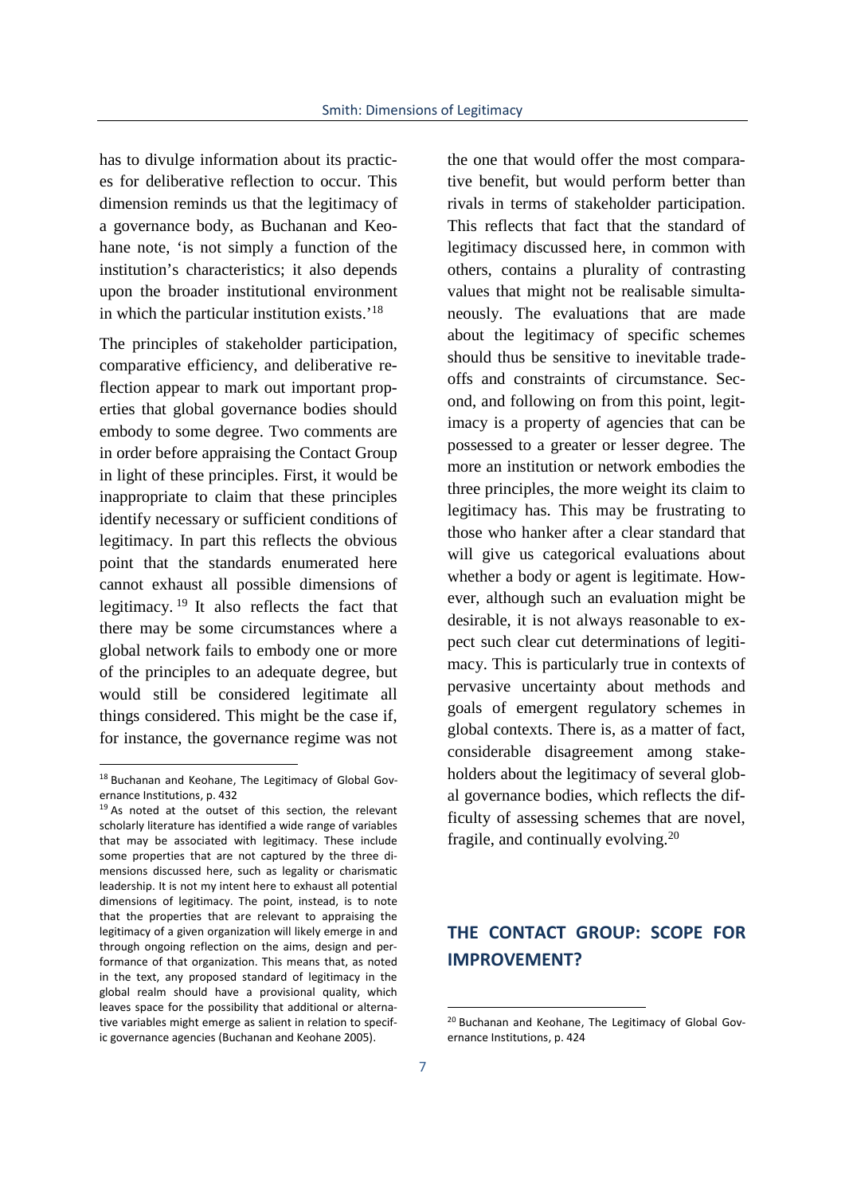has to divulge information about its practices for deliberative reflection to occur. This dimension reminds us that the legitimacy of a governance body, as Buchanan and Keohane note, 'is not simply a function of the institution's characteristics; it also depends upon the broader institutional environment in which the particular institution exists.'[18]

The principles of stakeholder participation, comparative efficiency, and deliberative reflection appear to mark out important properties that global governance bodies should embody to some degree. Two comments are in order before appraising the Contact Group in light of these principles. First, it would be inappropriate to claim that these principles identify necessary or sufficient conditions of legitimacy. In part this reflects the obvious point that the standards enumerated here cannot exhaust all possible dimensions of legitimacy.[19] It also reflects the fact that there may be some circumstances where a global network fails to embody one or more of the principles to an adequate degree, but would still be considered legitimate all things considered. This might be the case if, for instance, the governance regime was not the one that would offer the most comparative benefit, but would perform better than rivals in terms of stakeholder participation. This reflects that fact that the standard of legitimacy discussed here, in common with others, contains a plurality of contrasting values that might not be realisable simultaneously. The evaluations that are made about the legitimacy of specific schemes should thus be sensitive to inevitable trade-offs and constraints of circumstance. Second, and following on from this point, legitimacy is a property of agencies that can be possessed to a greater or lesser degree. The more an institution or network embodies the three principles, the more weight its claim to legitimacy has. This may be frustrating to those who hanker after a clear standard that will give us categorical evaluations about whether a body or agent is legitimate. However, although such an evaluation might be desirable, it is not always reasonable to expect such clear cut determinations of legitimacy. This is particularly true in contexts of pervasive uncertainty about methods and goals of emergent regulatory schemes in global contexts. There is, as a matter of fact, considerable disagreement among stakeholders about the legitimacy of several global governance bodies, which reflects the difficulty of assessing schemes that are novel, fragile, and continually evolving.[20]

## THE CONTACT GROUP: SCOPE FOR IMPROVEMENT?

---

[18] Buchanan and Keohane, The Legitimacy of Global Governance Institutions, p. 432

[19] As noted at the outset of this section, the relevant scholarly literature has identified a wide range of variables that may be associated with legitimacy. These include some properties that are not captured by the three dimensions discussed here, such as legality or charismatic leadership. It is not my intent here to exhaust all potential dimensions of legitimacy. The point, instead, is to note that the properties that are relevant to appraising the legitimacy of a given organization will likely emerge in and through ongoing reflection on the aims, design and performance of that organization. This means that, as noted in the text, any proposed standard of legitimacy in the global realm should have a provisional quality, which leaves space for the possibility that additional or alternative variables might emerge as salient in relation to specific governance agencies (Buchanan and Keohane 2005).

[20] Buchanan and Keohane, The Legitimacy of Global Governance Institutions, p. 424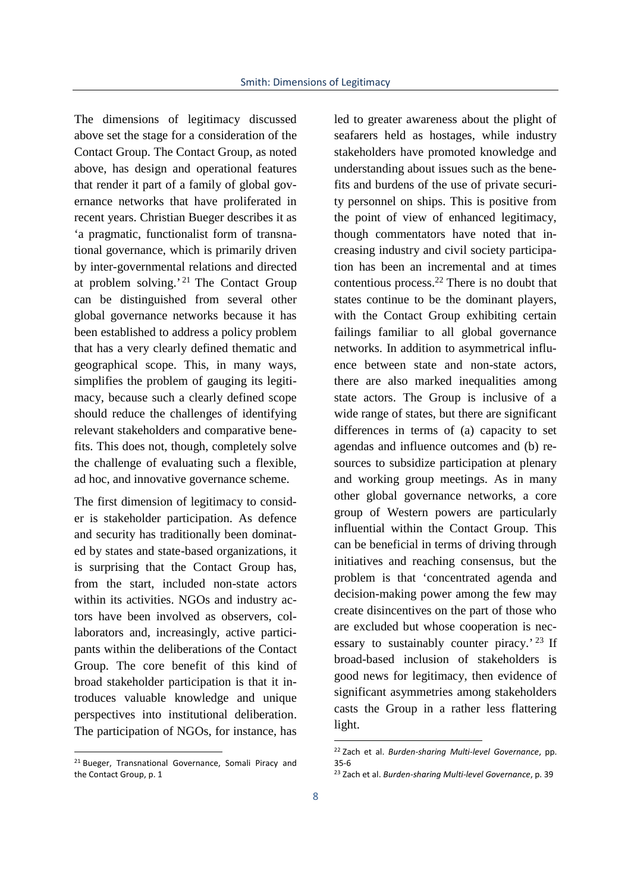The dimensions of legitimacy discussed above set the stage for a consideration of the Contact Group. The Contact Group, as noted above, has design and operational features that render it part of a family of global governance networks that have proliferated in recent years. Christian Bueger describes it as 'a pragmatic, functionalist form of transnational governance, which is primarily driven by inter-governmental relations and directed at problem solving.'[21] The Contact Group can be distinguished from several other global governance networks because it has been established to address a policy problem that has a very clearly defined thematic and geographical scope. This, in many ways, simplifies the problem of gauging its legitimacy, because such a clearly defined scope should reduce the challenges of identifying relevant stakeholders and comparative benefits. This does not, though, completely solve the challenge of evaluating such a flexible, ad hoc, and innovative governance scheme.

The first dimension of legitimacy to consider is stakeholder participation. As defence and security has traditionally been dominated by states and state-based organizations, it is surprising that the Contact Group has, from the start, included non-state actors within its activities. NGOs and industry actors have been involved as observers, collaborators and, increasingly, active participants within the deliberations of the Contact Group. The core benefit of this kind of broad stakeholder participation is that it introduces valuable knowledge and unique perspectives into institutional deliberation. The participation of NGOs, for instance, has led to greater awareness about the plight of seafarers held as hostages, while industry stakeholders have promoted knowledge and understanding about issues such as the benefits and burdens of the use of private security personnel on ships. This is positive from the point of view of enhanced legitimacy, though commentators have noted that increasing industry and civil society participation has been an incremental and at times contentious process.[22] There is no doubt that states continue to be the dominant players, with the Contact Group exhibiting certain failings familiar to all global governance networks. In addition to asymmetrical influence between state and non-state actors, there are also marked inequalities among state actors. The Group is inclusive of a wide range of states, but there are significant differences in terms of (a) capacity to set agendas and influence outcomes and (b) resources to subsidize participation at plenary and working group meetings. As in many other global governance networks, a core group of Western powers are particularly influential within the Contact Group. This can be beneficial in terms of driving through initiatives and reaching consensus, but the problem is that 'concentrated agenda and decision-making power among the few may create disincentives on the part of those who are excluded but whose cooperation is necessary to sustainably counter piracy.'[23] If broad-based inclusion of stakeholders is good news for legitimacy, then evidence of significant asymmetries among stakeholders casts the Group in a rather less flattering light.

[21] Bueger, Transnational Governance, Somali Piracy and the Contact Group, p. 1

[22] Zach et al. *Burden-sharing Multi-level Governance*, pp. 35-6

[23] Zach et al. *Burden-sharing Multi-level Governance*, p. 39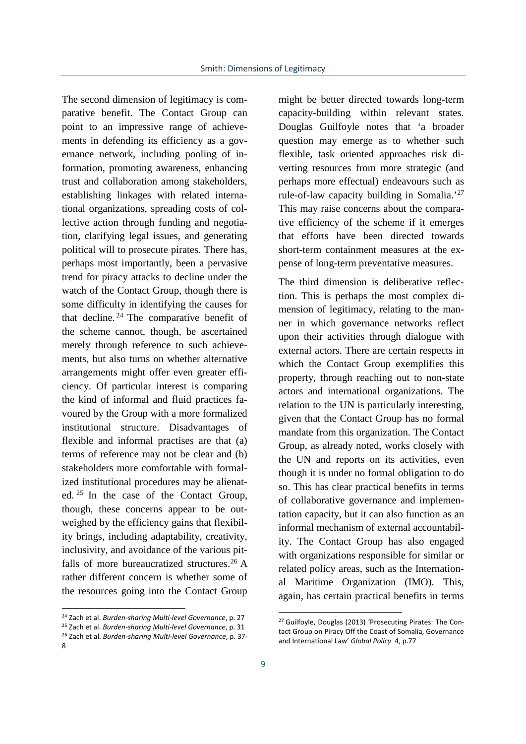The second dimension of legitimacy is comparative benefit. The Contact Group can point to an impressive range of achievements in defending its efficiency as a governance network, including pooling of information, promoting awareness, enhancing trust and collaboration among stakeholders, establishing linkages with related international organizations, spreading costs of collective action through funding and negotiation, clarifying legal issues, and generating political will to prosecute pirates. There has, perhaps most importantly, been a pervasive trend for piracy attacks to decline under the watch of the Contact Group, though there is some difficulty in identifying the causes for that decline.[24] The comparative benefit of the scheme cannot, though, be ascertained merely through reference to such achievements, but also turns on whether alternative arrangements might offer even greater efficiency. Of particular interest is comparing the kind of informal and fluid practices favoured by the Group with a more formalized institutional structure. Disadvantages of flexible and informal practises are that (a) terms of reference may not be clear and (b) stakeholders more comfortable with formalized institutional procedures may be alienated.[25] In the case of the Contact Group, though, these concerns appear to be outweighed by the efficiency gains that flexibility brings, including adaptability, creativity, inclusivity, and avoidance of the various pitfalls of more bureaucratized structures.[26] A rather different concern is whether some of the resources going into the Contact Group might be better directed towards long-term capacity-building within relevant states. Douglas Guilfoyle notes that 'a broader question may emerge as to whether such flexible, task oriented approaches risk diverting resources from more strategic (and perhaps more effectual) endeavours such as rule-of-law capacity building in Somalia.'[27] This may raise concerns about the comparative efficiency of the scheme if it emerges that efforts have been directed towards short-term containment measures at the expense of long-term preventative measures.

The third dimension is deliberative reflection. This is perhaps the most complex dimension of legitimacy, relating to the manner in which governance networks reflect upon their activities through dialogue with external actors. There are certain respects in which the Contact Group exemplifies this property, through reaching out to non-state actors and international organizations. The relation to the UN is particularly interesting, given that the Contact Group has no formal mandate from this organization. The Contact Group, as already noted, works closely with the UN and reports on its activities, even though it is under no formal obligation to do so. This has clear practical benefits in terms of collaborative governance and implementation capacity, but it can also function as an informal mechanism of external accountability. The Contact Group has also engaged with organizations responsible for similar or related policy areas, such as the International Maritime Organization (IMO). This, again, has certain practical benefits in terms

---

[24] Zach et al. *Burden-sharing Multi-level Governance*, p. 27

[25] Zach et al. *Burden-sharing Multi-level Governance*, p. 31

[26] Zach et al. *Burden-sharing Multi-level Governance*, p. 37-8

[27] Guilfoyle, Douglas (2013) 'Prosecuting Pirates: The Contact Group on Piracy Off the Coast of Somalia, Governance and International Law' *Global Policy* 4, p.77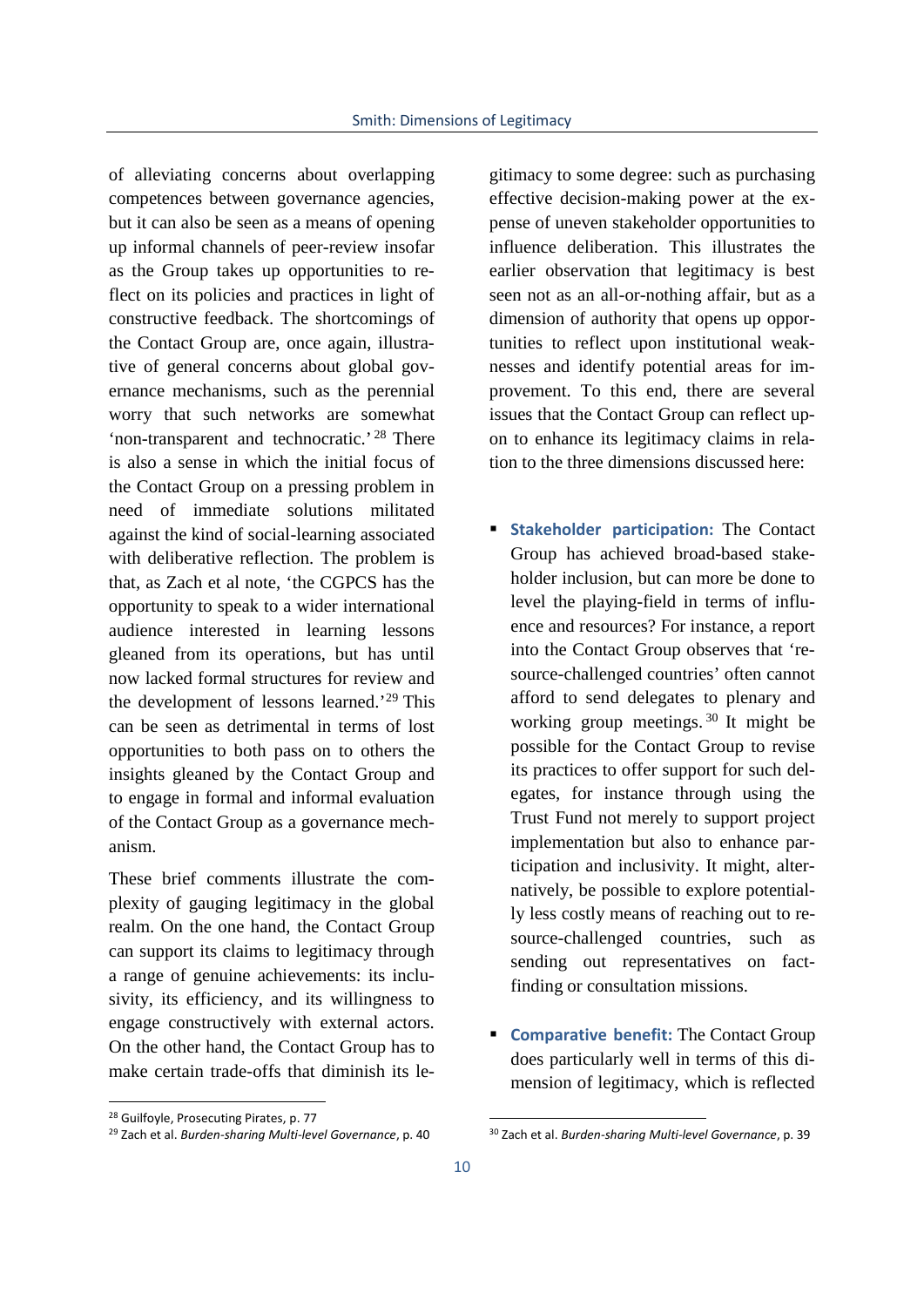of alleviating concerns about overlapping competences between governance agencies, but it can also be seen as a means of opening up informal channels of peer-review insofar as the Group takes up opportunities to reflect on its policies and practices in light of constructive feedback. The shortcomings of the Contact Group are, once again, illustrative of general concerns about global governance mechanisms, such as the perennial worry that such networks are somewhat 'non-transparent and technocratic.'[28] There is also a sense in which the initial focus of the Contact Group on a pressing problem in need of immediate solutions militated against the kind of social-learning associated with deliberative reflection. The problem is that, as Zach et al note, 'the CGPCS has the opportunity to speak to a wider international audience interested in learning lessons gleaned from its operations, but has until now lacked formal structures for review and the development of lessons learned.'[29] This can be seen as detrimental in terms of lost opportunities to both pass on to others the insights gleaned by the Contact Group and to engage in formal and informal evaluation of the Contact Group as a governance mechanism.

These brief comments illustrate the complexity of gauging legitimacy in the global realm. On the one hand, the Contact Group can support its claims to legitimacy through a range of genuine achievements: its inclusivity, its efficiency, and its willingness to engage constructively with external actors. On the other hand, the Contact Group has to make certain trade-offs that diminish its legitimacy to some degree: such as purchasing effective decision-making power at the expense of uneven stakeholder opportunities to influence deliberation. This illustrates the earlier observation that legitimacy is best seen not as an all-or-nothing affair, but as a dimension of authority that opens up opportunities to reflect upon institutional weaknesses and identify potential areas for improvement. To this end, there are several issues that the Contact Group can reflect upon to enhance its legitimacy claims in relation to the three dimensions discussed here:

- **Stakeholder participation:** The Contact Group has achieved broad-based stakeholder inclusion, but can more be done to level the playing-field in terms of influence and resources? For instance, a report into the Contact Group observes that 'resource-challenged countries' often cannot afford to send delegates to plenary and working group meetings.[30] It might be possible for the Contact Group to revise its practices to offer support for such delegates, for instance through using the Trust Fund not merely to support project implementation but also to enhance participation and inclusivity. It might, alternatively, be possible to explore potentially less costly means of reaching out to resource-challenged countries, such as sending out representatives on fact-finding or consultation missions.

- **Comparative benefit:** The Contact Group does particularly well in terms of this dimension of legitimacy, which is reflected

[28] Guilfoyle, Prosecuting Pirates, p. 77

[29] Zach et al. *Burden-sharing Multi-level Governance*, p. 40

[30] Zach et al. *Burden-sharing Multi-level Governance*, p. 39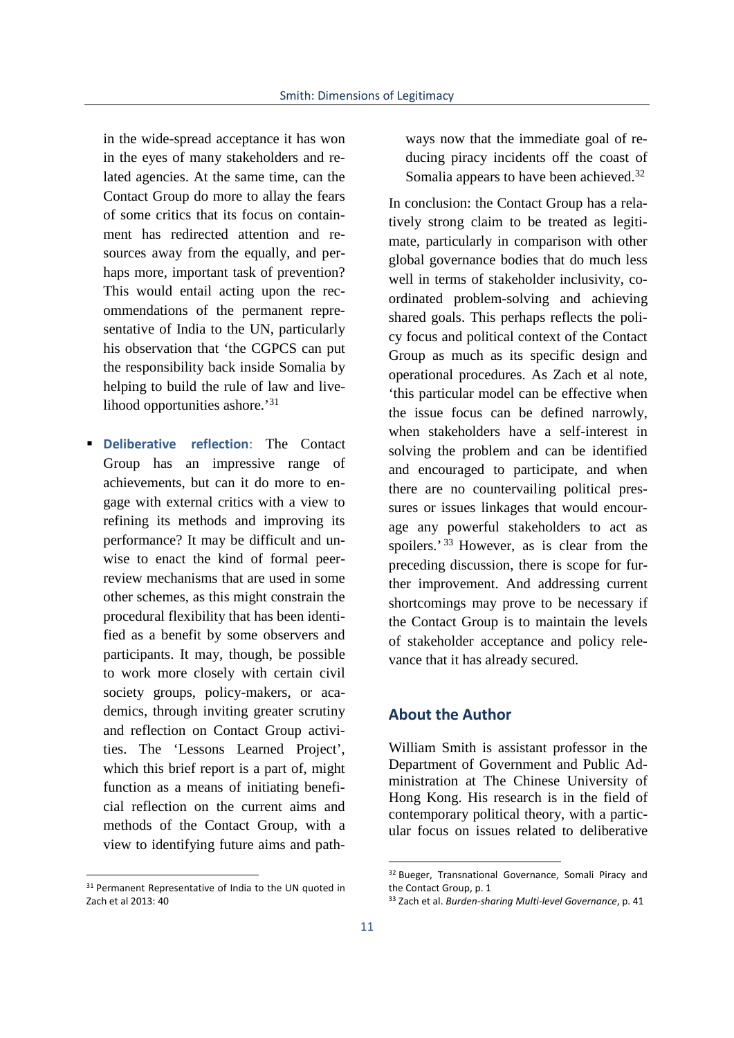in the wide-spread acceptance it has won in the eyes of many stakeholders and related agencies. At the same time, can the Contact Group do more to allay the fears of some critics that its focus on containment has redirected attention and resources away from the equally, and perhaps more, important task of prevention? This would entail acting upon the recommendations of the permanent representative of India to the UN, particularly his observation that 'the CGPCS can put the responsibility back inside Somalia by helping to build the rule of law and livelihood opportunities ashore.'[31]

- **Deliberative reflection**: The Contact Group has an impressive range of achievements, but can it do more to engage with external critics with a view to refining its methods and improving its performance? It may be difficult and unwise to enact the kind of formal peer-review mechanisms that are used in some other schemes, as this might constrain the procedural flexibility that has been identified as a benefit by some observers and participants. It may, though, be possible to work more closely with certain civil society groups, policy-makers, or academics, through inviting greater scrutiny and reflection on Contact Group activities. The 'Lessons Learned Project', which this brief report is a part of, might function as a means of initiating beneficial reflection on the current aims and methods of the Contact Group, with a view to identifying future aims and pathways now that the immediate goal of reducing piracy incidents off the coast of Somalia appears to have been achieved.[32]

In conclusion: the Contact Group has a relatively strong claim to be treated as legitimate, particularly in comparison with other global governance bodies that do much less well in terms of stakeholder inclusivity, coordinated problem-solving and achieving shared goals. This perhaps reflects the policy focus and political context of the Contact Group as much as its specific design and operational procedures. As Zach et al note, 'this particular model can be effective when the issue focus can be defined narrowly, when stakeholders have a self-interest in solving the problem and can be identified and encouraged to participate, and when there are no countervailing political pressures or issues linkages that would encourage any powerful stakeholders to act as spoilers.'[33] However, as is clear from the preceding discussion, there is scope for further improvement. And addressing current shortcomings may prove to be necessary if the Contact Group is to maintain the levels of stakeholder acceptance and policy relevance that it has already secured.

## About the Author

William Smith is assistant professor in the Department of Government and Public Administration at The Chinese University of Hong Kong. His research is in the field of contemporary political theory, with a particular focus on issues related to deliberative

---

[31] Permanent Representative of India to the UN quoted in Zach et al 2013: 40

[32] Bueger, Transnational Governance, Somali Piracy and the Contact Group, p. 1

[33] Zach et al. *Burden-sharing Multi-level Governance*, p. 41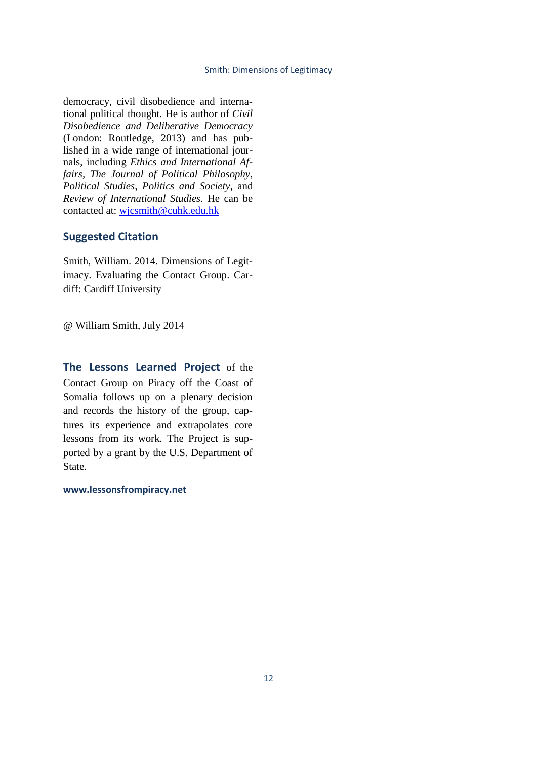democracy, civil disobedience and international political thought. He is author of *Civil Disobedience and Deliberative Democracy* (London: Routledge, 2013) and has published in a wide range of international journals, including *Ethics and International Affairs*, *The Journal of Political Philosophy*, *Political Studies*, *Politics and Society*, and *Review of International Studies*. He can be contacted at: wjcsmith@cuhk.edu.hk

## Suggested Citation

Smith, William. 2014. Dimensions of Legitimacy. Evaluating the Contact Group. Cardiff: Cardiff University

@ William Smith, July 2014

**The Lessons Learned Project** of the Contact Group on Piracy off the Coast of Somalia follows up on a plenary decision and records the history of the group, captures its experience and extrapolates core lessons from its work. The Project is supported by a grant by the U.S. Department of State.

**www.lessonsfrompiracy.net**